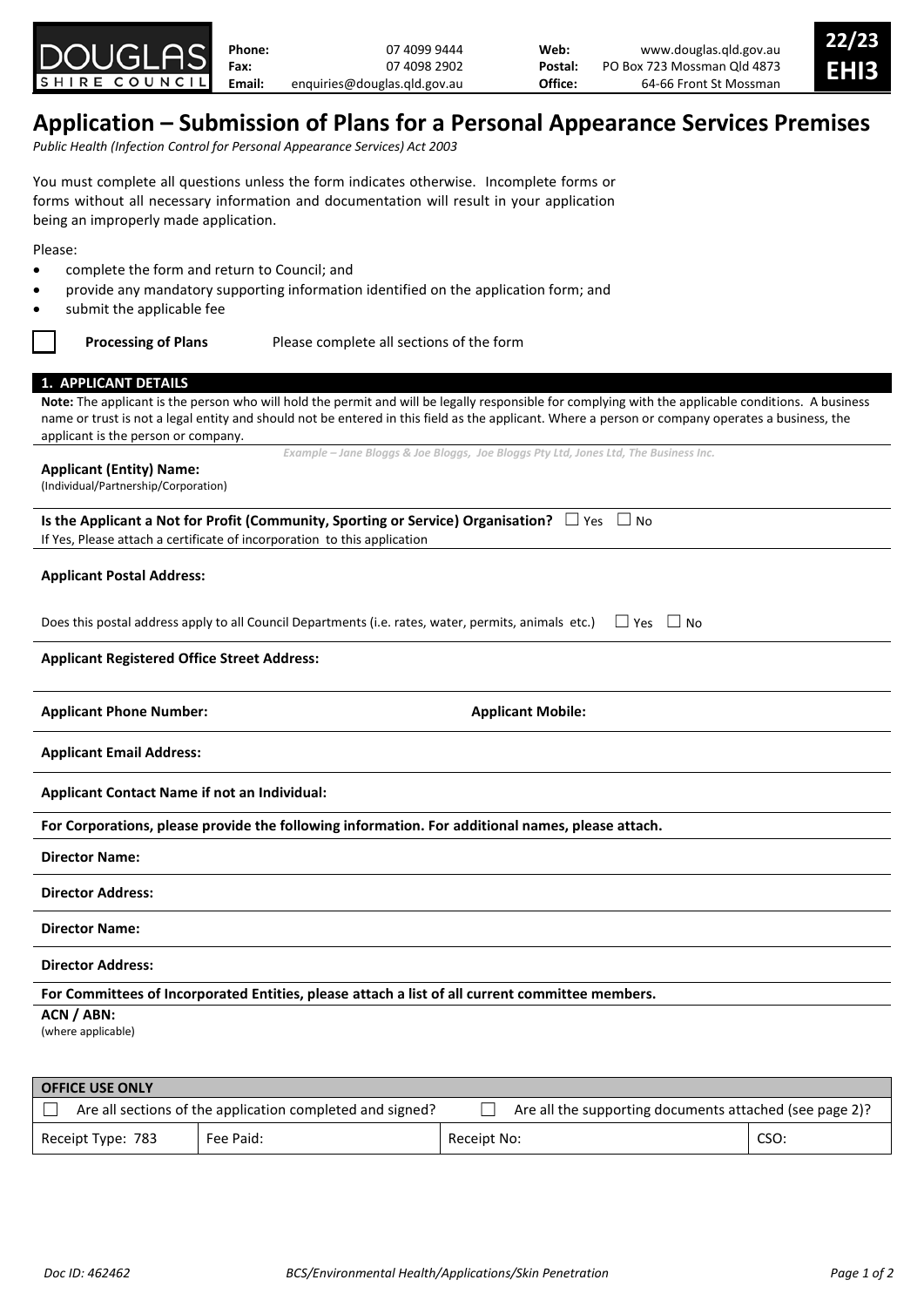DOUGLAS SHIRE COUNCIL

| | | | |
|---|---|---|---|
| **Phone:** | 07 4099 9444 | **Web:** | www.douglas.qld.gov.au |
| **Fax:** | 07 4098 2902 | **Postal:** | PO Box 723 Mossman Qld 4873 |
| **Email:** | enquiries@douglas.qld.gov.au | **Office:** | 64-66 Front St Mossman |

**22/23 EHI3**

# Application – Submission of Plans for a Personal Appearance Services Premises

*Public Health (Infection Control for Personal Appearance Services) Act 2003*

You must complete all questions unless the form indicates otherwise. Incomplete forms or forms without all necessary information and documentation will result in your application being an improperly made application.

Please:

- complete the form and return to Council; and
- provide any mandatory supporting information identified on the application form; and
- submit the applicable fee

☐ **Processing of Plans** Please complete all sections of the form

## 1. APPLICANT DETAILS

**Note:** The applicant is the person who will hold the permit and will be legally responsible for complying with the applicable conditions. A business name or trust is not a legal entity and should not be entered in this field as the applicant. Where a person or company operates a business, the applicant is the person or company.

*Example – Jane Bloggs & Joe Bloggs, Joe Bloggs Pty Ltd, Jones Ltd, The Business Inc.*

**Applicant (Entity) Name:**
(Individual/Partnership/Corporation)

**Is the Applicant a Not for Profit (Community, Sporting or Service) Organisation?** ☐ Yes ☐ No
If Yes, Please attach a certificate of incorporation to this application

**Applicant Postal Address:**

Does this postal address apply to all Council Departments (i.e. rates, water, permits, animals etc.) ☐ Yes ☐ No

**Applicant Registered Office Street Address:**

**Applicant Phone Number:** **Applicant Mobile:**

**Applicant Email Address:**

**Applicant Contact Name if not an Individual:**

**For Corporations, please provide the following information. For additional names, please attach.**

**Director Name:**

**Director Address:**

**Director Name:**

**Director Address:**

**For Committees of Incorporated Entities, please attach a list of all current committee members.**

**ACN / ABN:**
(where applicable)

| OFFICE USE ONLY | | | |
|---|---|---|---|
| ☐ Are all sections of the application completed and signed? | | ☐ Are all the supporting documents attached (see page 2)? | |
| Receipt Type: 783 | Fee Paid: | Receipt No: | CSO: |

Doc ID: 462462 BCS/Environmental Health/Applications/Skin Penetration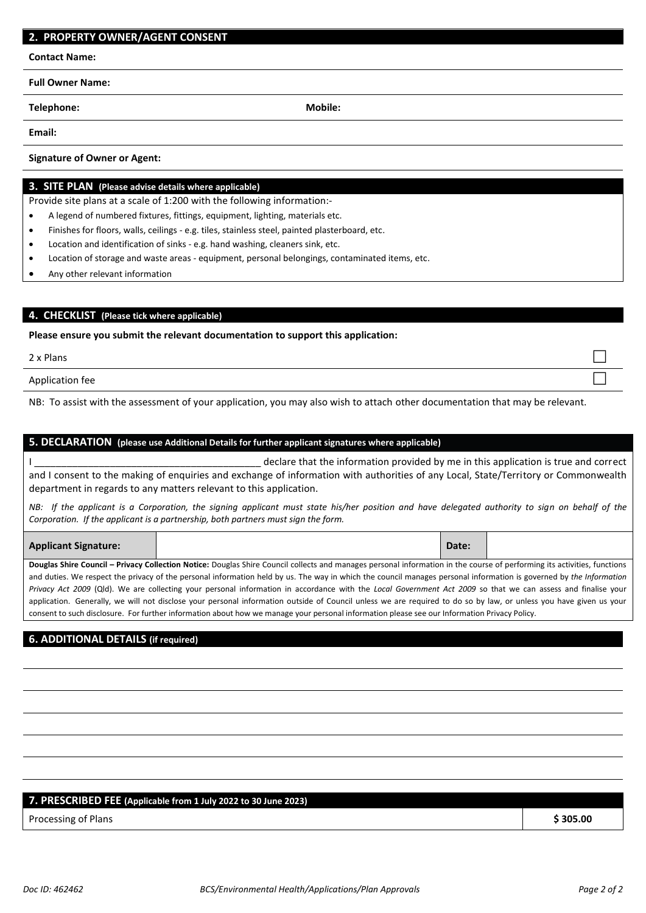## 2. PROPERTY OWNER/AGENT CONSENT

**Contact Name:**

**Full Owner Name:**

**Telephone:** **Mobile:**

**Email:**

**Signature of Owner or Agent:**

## 3. SITE PLAN (Please advise details where applicable)

Provide site plans at a scale of 1:200 with the following information:-

- A legend of numbered fixtures, fittings, equipment, lighting, materials etc.
- Finishes for floors, walls, ceilings - e.g. tiles, stainless steel, painted plasterboard, etc.
- Location and identification of sinks - e.g. hand washing, cleaners sink, etc.
- Location of storage and waste areas - equipment, personal belongings, contaminated items, etc.
- Any other relevant information

## 4. CHECKLIST (Please tick where applicable)

**Please ensure you submit the relevant documentation to support this application:**

| | |
|---|---|
| 2 x Plans | ☐ |
| Application fee | ☐ |

NB: To assist with the assessment of your application, you may also wish to attach other documentation that may be relevant.

## 5. DECLARATION (please use Additional Details for further applicant signatures where applicable)

I ________________________________________ declare that the information provided by me in this application is true and correct and I consent to the making of enquiries and exchange of information with authorities of any Local, State/Territory or Commonwealth department in regards to any matters relevant to this application.

*NB: If the applicant is a Corporation, the signing applicant must state his/her position and have delegated authority to sign on behalf of the Corporation. If the applicant is a partnership, both partners must sign the form.*

| | | | |
|---|---|---|---|
| **Applicant Signature:** | | **Date:** | |

**Douglas Shire Council – Privacy Collection Notice:** Douglas Shire Council collects and manages personal information in the course of performing its activities, functions and duties. We respect the privacy of the personal information held by us. The way in which the council manages personal information is governed by *the Information Privacy Act 2009* (Qld). We are collecting your personal information in accordance with the *Local Government Act 2009* so that we can assess and finalise your application. Generally, we will not disclose your personal information outside of Council unless we are required to do so by law, or unless you have given us your consent to such disclosure. For further information about how we manage your personal information please see our Information Privacy Policy.

## 6. ADDITIONAL DETAILS (if required)

## 7. PRESCRIBED FEE (Applicable from 1 July 2022 to 30 June 2023)

| | |
|---|---|
| Processing of Plans | **$ 305.00** |

*Doc ID: 462462* *BCS/Environmental Health/Applications/Plan Approvals*